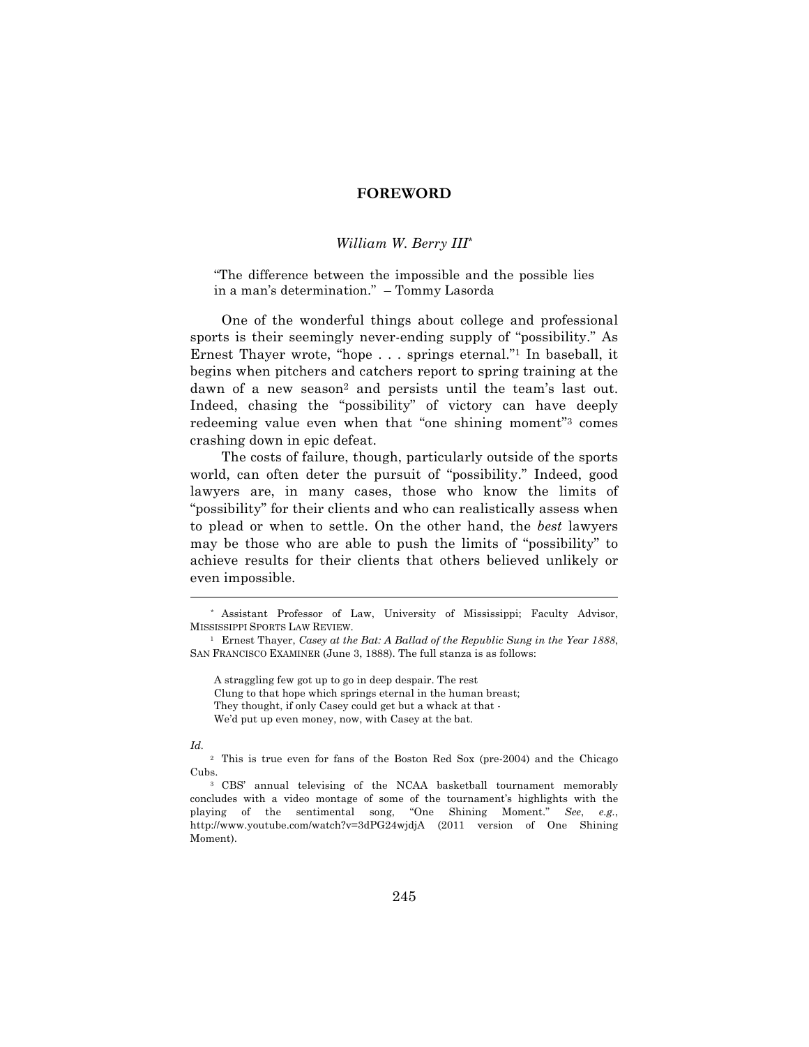# FOREWORD

*William W. Berry III*[*]

> "The difference between the impossible and the possible lies in a man's determination." – Tommy Lasorda

One of the wonderful things about college and professional sports is their seemingly never-ending supply of "possibility." As Ernest Thayer wrote, "hope . . . springs eternal."[1] In baseball, it begins when pitchers and catchers report to spring training at the dawn of a new season[2] and persists until the team's last out. Indeed, chasing the "possibility" of victory can have deeply redeeming value even when that "one shining moment"[3] comes crashing down in epic defeat.

The costs of failure, though, particularly outside of the sports world, can often deter the pursuit of "possibility." Indeed, good lawyers are, in many cases, those who know the limits of "possibility" for their clients and who can realistically assess when to plead or when to settle. On the other hand, the *best* lawyers may be those who are able to push the limits of "possibility" to achieve results for their clients that others believed unlikely or even impossible.

---

[*] Assistant Professor of Law, University of Mississippi; Faculty Advisor, MISSISSIPPI SPORTS LAW REVIEW.

[1] Ernest Thayer, *Casey at the Bat: A Ballad of the Republic Sung in the Year 1888*, SAN FRANCISCO EXAMINER (June 3, 1888). The full stanza is as follows:

> A straggling few got up to go in deep despair. The rest
> Clung to that hope which springs eternal in the human breast;
> They thought, if only Casey could get but a whack at that -
> We'd put up even money, now, with Casey at the bat.

*Id.*

[2] This is true even for fans of the Boston Red Sox (pre-2004) and the Chicago Cubs.

[3] CBS' annual televising of the NCAA basketball tournament memorably concludes with a video montage of some of the tournament's highlights with the playing of the sentimental song, "One Shining Moment." *See*, *e.g.*, http://www.youtube.com/watch?v=3dPG24wjdjA (2011 version of One Shining Moment).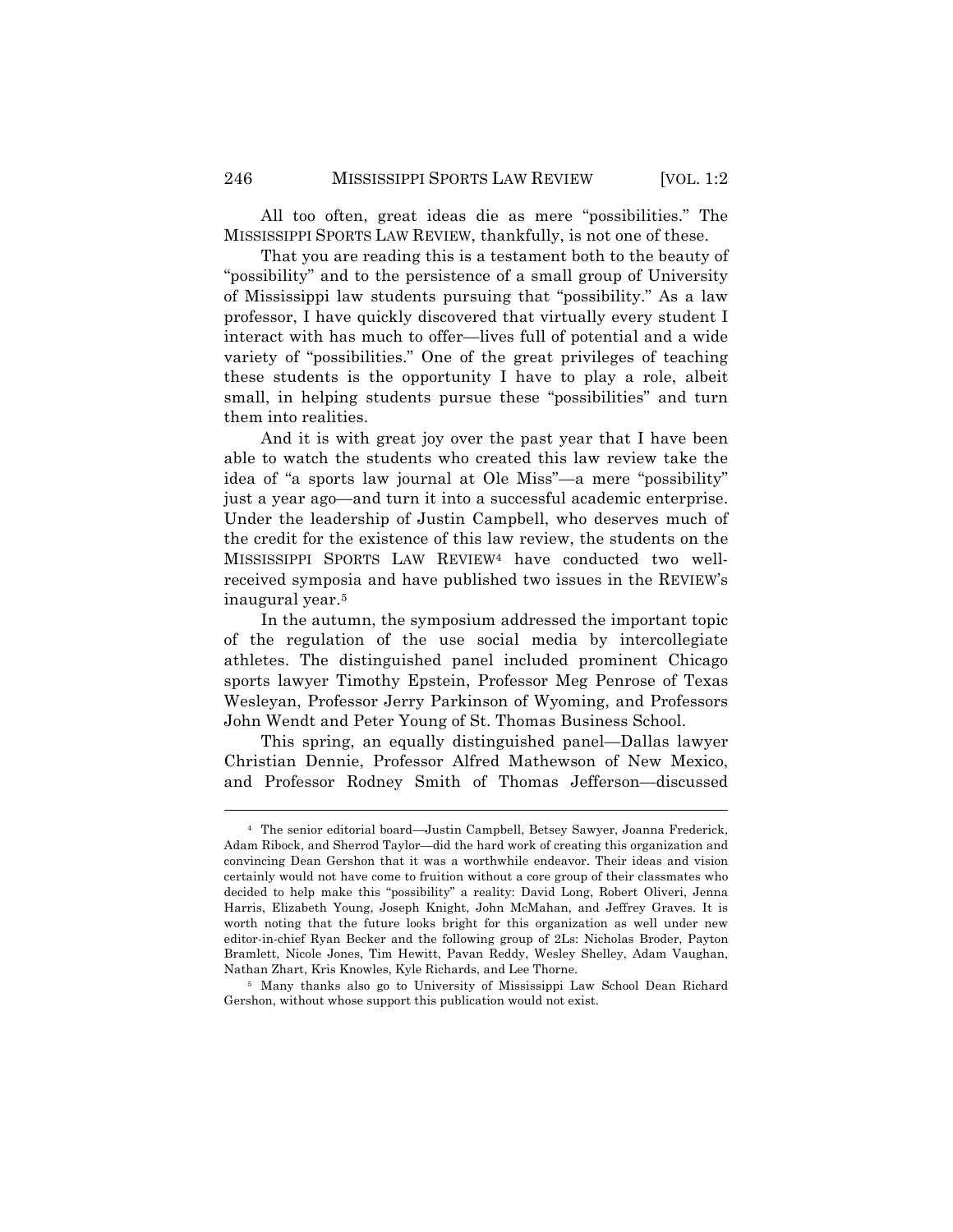All too often, great ideas die as mere "possibilities." The MISSISSIPPI SPORTS LAW REVIEW, thankfully, is not one of these.

That you are reading this is a testament both to the beauty of "possibility" and to the persistence of a small group of University of Mississippi law students pursuing that "possibility." As a law professor, I have quickly discovered that virtually every student I interact with has much to offer—lives full of potential and a wide variety of "possibilities." One of the great privileges of teaching these students is the opportunity I have to play a role, albeit small, in helping students pursue these "possibilities" and turn them into realities.

And it is with great joy over the past year that I have been able to watch the students who created this law review take the idea of "a sports law journal at Ole Miss"—a mere "possibility" just a year ago—and turn it into a successful academic enterprise. Under the leadership of Justin Campbell, who deserves much of the credit for the existence of this law review, the students on the MISSISSIPPI SPORTS LAW REVIEW[4] have conducted two well-received symposia and have published two issues in the REVIEW's inaugural year.[5]

In the autumn, the symposium addressed the important topic of the regulation of the use social media by intercollegiate athletes. The distinguished panel included prominent Chicago sports lawyer Timothy Epstein, Professor Meg Penrose of Texas Wesleyan, Professor Jerry Parkinson of Wyoming, and Professors John Wendt and Peter Young of St. Thomas Business School.

This spring, an equally distinguished panel—Dallas lawyer Christian Dennie, Professor Alfred Mathewson of New Mexico, and Professor Rodney Smith of Thomas Jefferson—discussed

---

[4] The senior editorial board—Justin Campbell, Betsey Sawyer, Joanna Frederick, Adam Ribock, and Sherrod Taylor—did the hard work of creating this organization and convincing Dean Gershon that it was a worthwhile endeavor. Their ideas and vision certainly would not have come to fruition without a core group of their classmates who decided to help make this "possibility" a reality: David Long, Robert Oliveri, Jenna Harris, Elizabeth Young, Joseph Knight, John McMahan, and Jeffrey Graves. It is worth noting that the future looks bright for this organization as well under new editor-in-chief Ryan Becker and the following group of 2Ls: Nicholas Broder, Payton Bramlett, Nicole Jones, Tim Hewitt, Pavan Reddy, Wesley Shelley, Adam Vaughan, Nathan Zhart, Kris Knowles, Kyle Richards, and Lee Thorne.

[5] Many thanks also go to University of Mississippi Law School Dean Richard Gershon, without whose support this publication would not exist.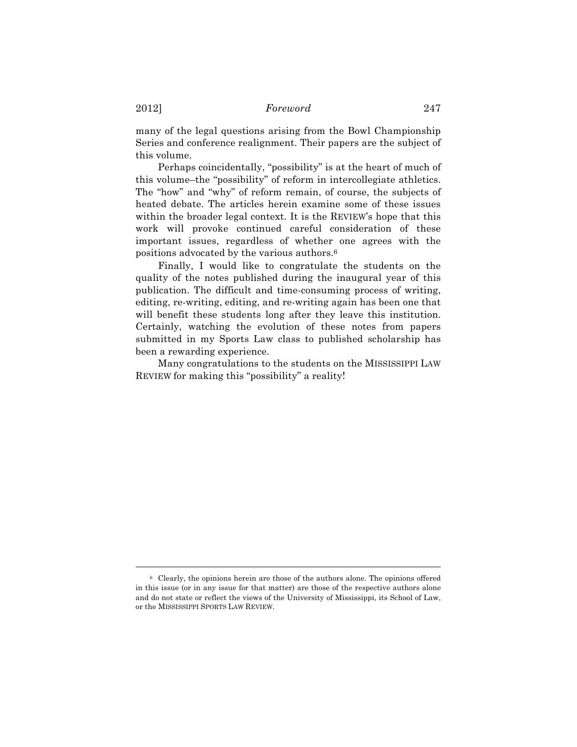many of the legal questions arising from the Bowl Championship Series and conference realignment. Their papers are the subject of this volume.

Perhaps coincidentally, "possibility" is at the heart of much of this volume–the "possibility" of reform in intercollegiate athletics. The "how" and "why" of reform remain, of course, the subjects of heated debate. The articles herein examine some of these issues within the broader legal context. It is the REVIEW's hope that this work will provoke continued careful consideration of these important issues, regardless of whether one agrees with the positions advocated by the various authors.[6]

Finally, I would like to congratulate the students on the quality of the notes published during the inaugural year of this publication. The difficult and time-consuming process of writing, editing, re-writing, editing, and re-writing again has been one that will benefit these students long after they leave this institution. Certainly, watching the evolution of these notes from papers submitted in my Sports Law class to published scholarship has been a rewarding experience.

Many congratulations to the students on the MISSISSIPPI LAW REVIEW for making this "possibility" a reality!

---

[6] Clearly, the opinions herein are those of the authors alone. The opinions offered in this issue (or in any issue for that matter) are those of the respective authors alone and do not state or reflect the views of the University of Mississippi, its School of Law, or the MISSISSIPPI SPORTS LAW REVIEW.